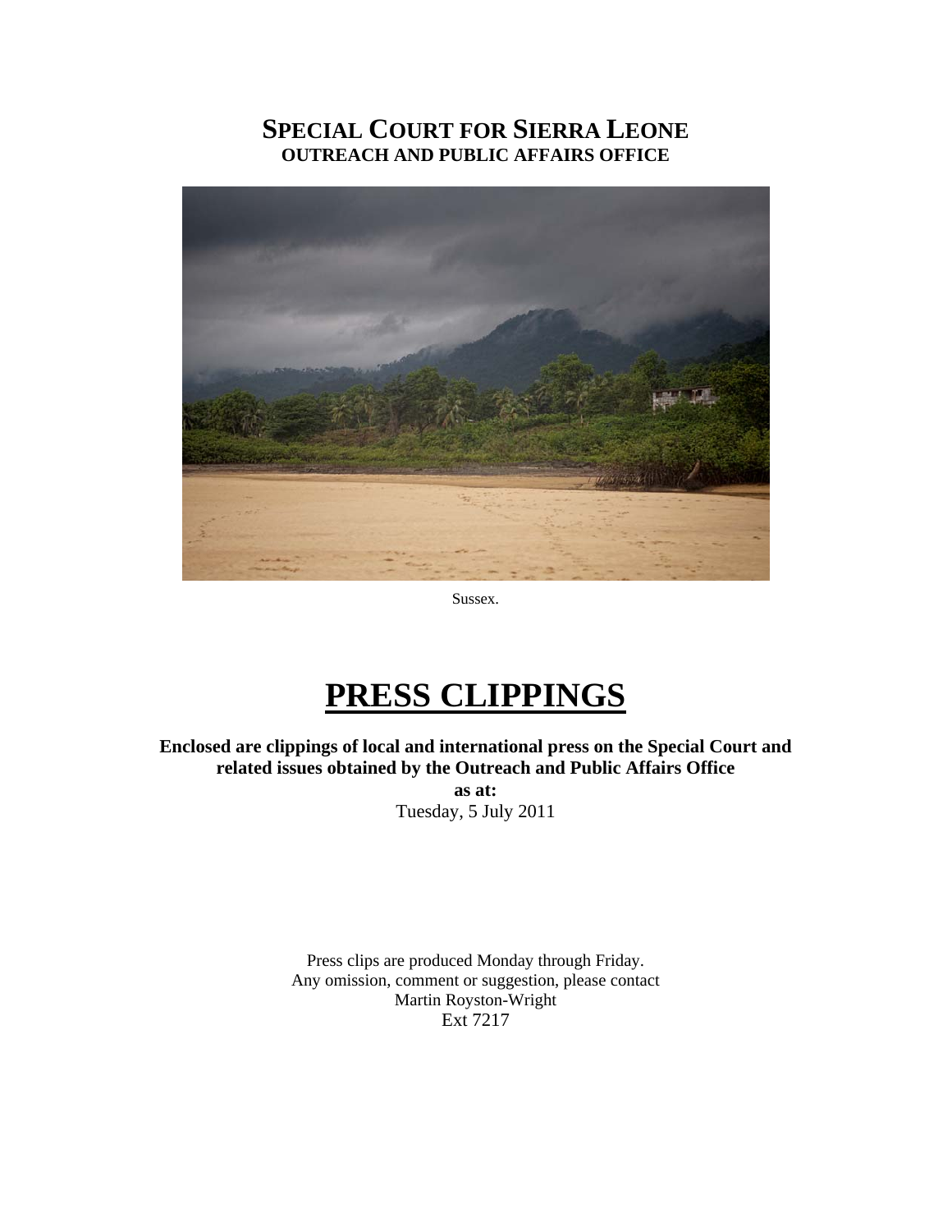# SPECIAL COURT FOR SIERRA LEONE
## OUTREACH AND PUBLIC AFFAIRS OFFICE

Sussex.

# PRESS CLIPPINGS

**Enclosed are clippings of local and international press on the Special Court and related issues obtained by the Outreach and Public Affairs Office**

**as at:**

Tuesday, 5 July 2011

Press clips are produced Monday through Friday.
Any omission, comment or suggestion, please contact
Martin Royston-Wright
Ext 7217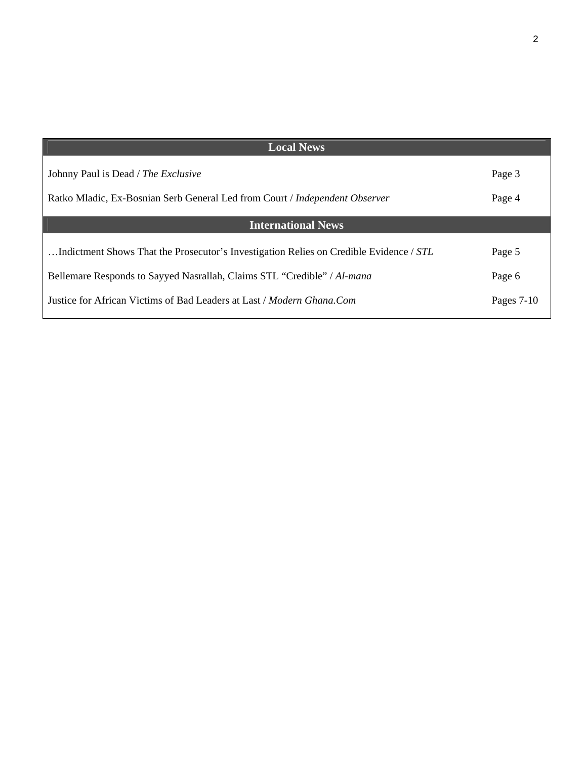| Local News | |
|---|---|
| Johnny Paul is Dead / *The Exclusive* | Page 3 |
| Ratko Mladic, Ex-Bosnian Serb General Led from Court / *Independent Observer* | Page 4 |
| **International News** | |
| …Indictment Shows That the Prosecutor's Investigation Relies on Credible Evidence / *STL* | Page 5 |
| Bellemare Responds to Sayyed Nasrallah, Claims STL "Credible" / *Al-mana* | Page 6 |
| Justice for African Victims of Bad Leaders at Last / *Modern Ghana.Com* | Pages 7-10 |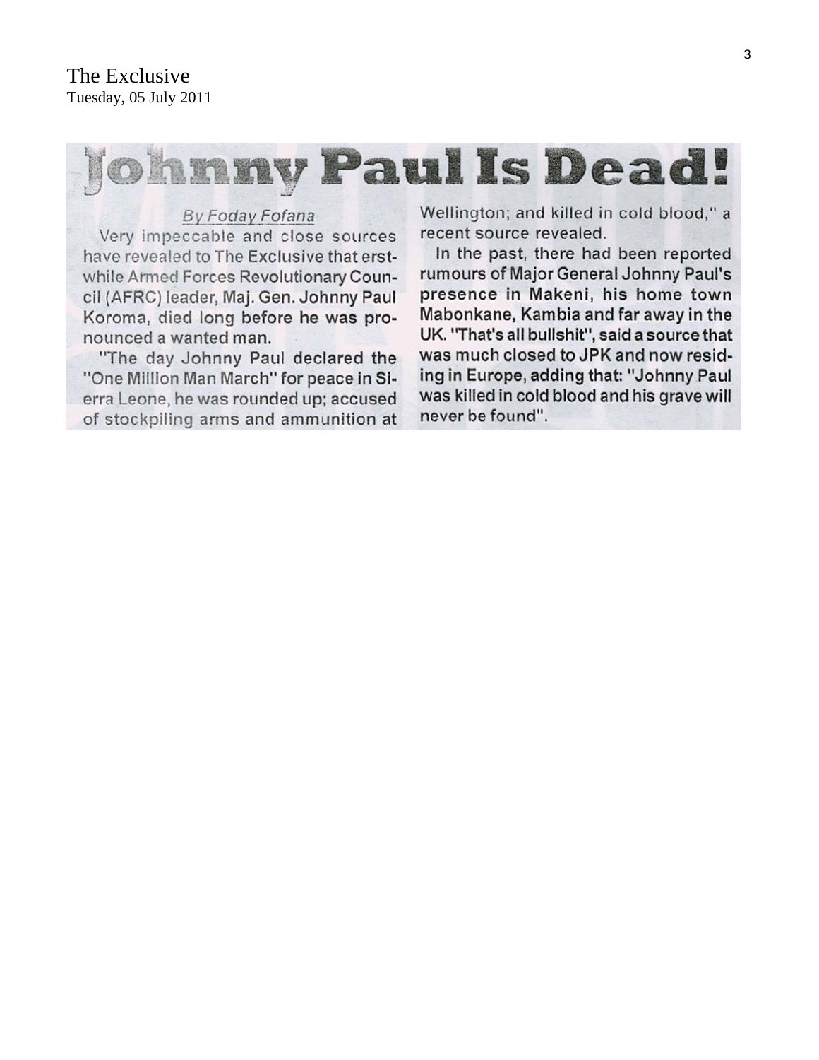The Exclusive
Tuesday, 05 July 2011

# Johnny Paul Is Dead!

By Foday Fofana

Very impeccable and close sources have revealed to The Exclusive that erstwhile Armed Forces Revolutionary Council (AFRC) leader, Maj. Gen. Johnny Paul Koroma, died long before he was pronounced a wanted man.

"The day Johnny Paul declared the "One Million Man March" for peace in Sierra Leone, he was rounded up; accused of stockpiling arms and ammunition at Wellington; and killed in cold blood," a recent source revealed.

In the past, there had been reported rumours of Major General Johnny Paul's presence in Makeni, his home town Mabonkane, Kambia and far away in the UK. "That's all bullshit", said a source that was much closed to JPK and now residing in Europe, adding that: "Johnny Paul was killed in cold blood and his grave will never be found".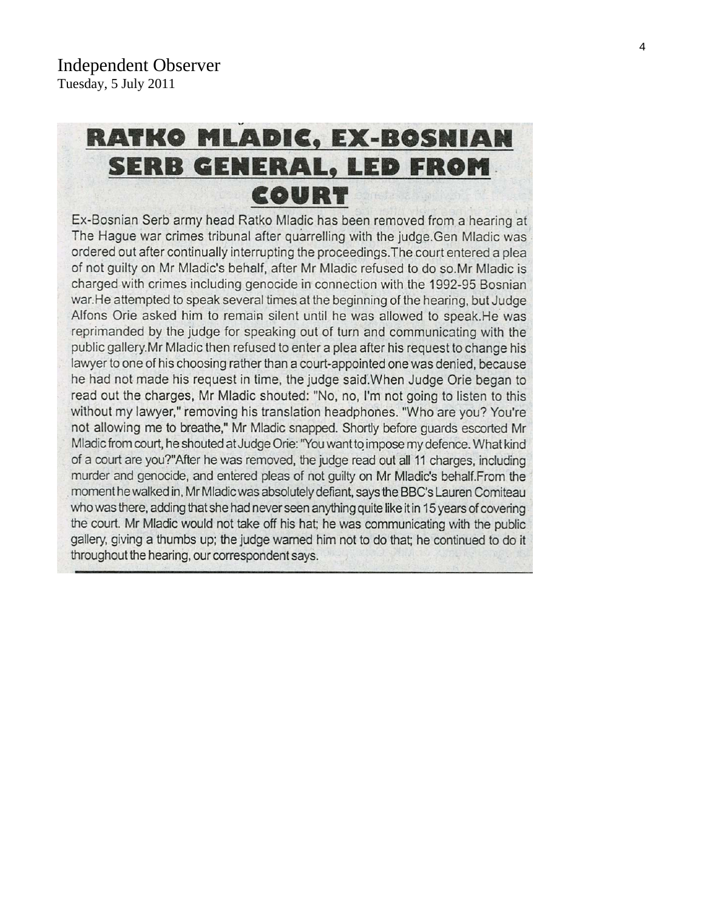Independent Observer
Tuesday, 5 July 2011

# RATKO MLADIC, EX-BOSNIAN SERB GENERAL, LED FROM COURT

Ex-Bosnian Serb army head Ratko Mladic has been removed from a hearing at The Hague war crimes tribunal after quarrelling with the judge.Gen Mladic was ordered out after continually interrupting the proceedings.The court entered a plea of not guilty on Mr Mladic's behalf, after Mr Mladic refused to do so.Mr Mladic is charged with crimes including genocide in connection with the 1992-95 Bosnian war.He attempted to speak several times at the beginning of the hearing, but Judge Alfons Orie asked him to remain silent until he was allowed to speak.He was reprimanded by the judge for speaking out of turn and communicating with the public gallery.Mr Mladic then refused to enter a plea after his request to change his lawyer to one of his choosing rather than a court-appointed one was denied, because he had not made his request in time, the judge said.When Judge Orie began to read out the charges, Mr Mladic shouted: "No, no, I'm not going to listen to this without my lawyer," removing his translation headphones. "Who are you? You're not allowing me to breathe," Mr Mladic snapped. Shortly before guards escorted Mr Mladic from court, he shouted at Judge Orie: "You want to impose my defence. What kind of a court are you?"After he was removed, the judge read out all 11 charges, including murder and genocide, and entered pleas of not guilty on Mr Mladic's behalf.From the moment he walked in, Mr Mladic was absolutely defiant, says the BBC's Lauren Comiteau who was there, adding that she had never seen anything quite like it in 15 years of covering the court. Mr Mladic would not take off his hat; he was communicating with the public gallery, giving a thumbs up; the judge warned him not to do that; he continued to do it throughout the hearing, our correspondent says.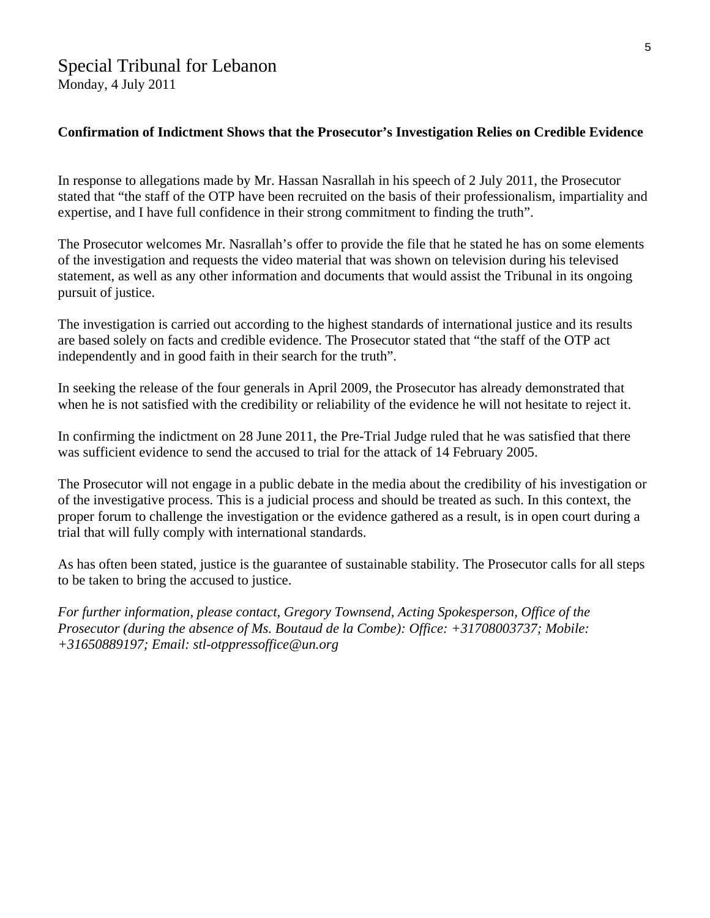# Special Tribunal for Lebanon

Monday, 4 July 2011

**Confirmation of Indictment Shows that the Prosecutor's Investigation Relies on Credible Evidence**

In response to allegations made by Mr. Hassan Nasrallah in his speech of 2 July 2011, the Prosecutor stated that "the staff of the OTP have been recruited on the basis of their professionalism, impartiality and expertise, and I have full confidence in their strong commitment to finding the truth".

The Prosecutor welcomes Mr. Nasrallah's offer to provide the file that he stated he has on some elements of the investigation and requests the video material that was shown on television during his televised statement, as well as any other information and documents that would assist the Tribunal in its ongoing pursuit of justice.

The investigation is carried out according to the highest standards of international justice and its results are based solely on facts and credible evidence. The Prosecutor stated that "the staff of the OTP act independently and in good faith in their search for the truth".

In seeking the release of the four generals in April 2009, the Prosecutor has already demonstrated that when he is not satisfied with the credibility or reliability of the evidence he will not hesitate to reject it.

In confirming the indictment on 28 June 2011, the Pre-Trial Judge ruled that he was satisfied that there was sufficient evidence to send the accused to trial for the attack of 14 February 2005.

The Prosecutor will not engage in a public debate in the media about the credibility of his investigation or of the investigative process. This is a judicial process and should be treated as such. In this context, the proper forum to challenge the investigation or the evidence gathered as a result, is in open court during a trial that will fully comply with international standards.

As has often been stated, justice is the guarantee of sustainable stability. The Prosecutor calls for all steps to be taken to bring the accused to justice.

*For further information, please contact, Gregory Townsend, Acting Spokesperson, Office of the Prosecutor (during the absence of Ms. Boutaud de la Combe): Office: +31708003737; Mobile: +31650889197; Email: stl-otppressoffice@un.org*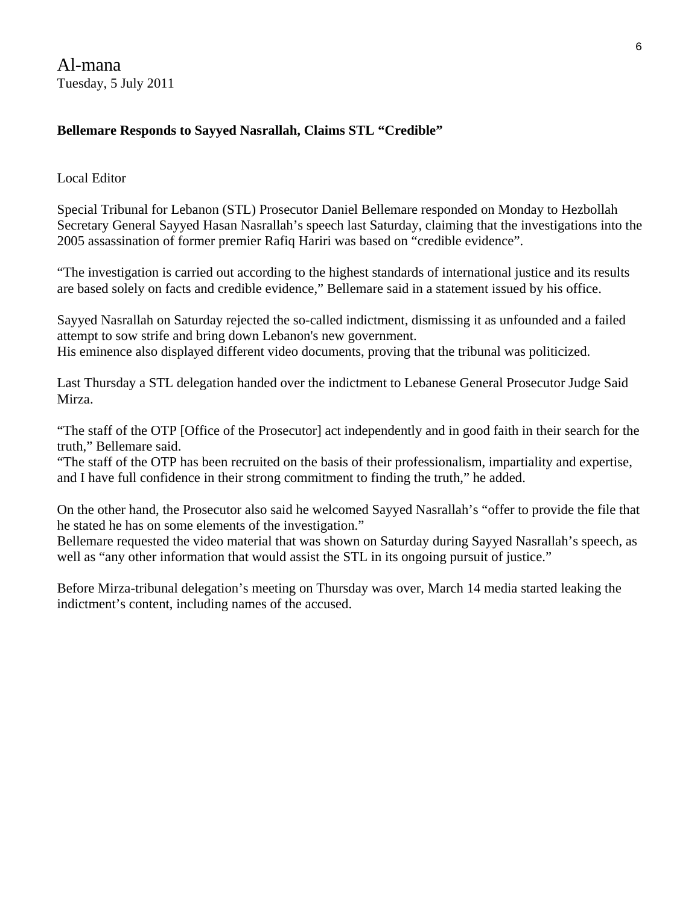Al-mana
Tuesday, 5 July 2011

**Bellemare Responds to Sayyed Nasrallah, Claims STL "Credible"**

Local Editor

Special Tribunal for Lebanon (STL) Prosecutor Daniel Bellemare responded on Monday to Hezbollah Secretary General Sayyed Hasan Nasrallah's speech last Saturday, claiming that the investigations into the 2005 assassination of former premier Rafiq Hariri was based on "credible evidence".

"The investigation is carried out according to the highest standards of international justice and its results are based solely on facts and credible evidence," Bellemare said in a statement issued by his office.

Sayyed Nasrallah on Saturday rejected the so-called indictment, dismissing it as unfounded and a failed attempt to sow strife and bring down Lebanon's new government.
His eminence also displayed different video documents, proving that the tribunal was politicized.

Last Thursday a STL delegation handed over the indictment to Lebanese General Prosecutor Judge Said Mirza.

"The staff of the OTP [Office of the Prosecutor] act independently and in good faith in their search for the truth," Bellemare said.
"The staff of the OTP has been recruited on the basis of their professionalism, impartiality and expertise, and I have full confidence in their strong commitment to finding the truth," he added.

On the other hand, the Prosecutor also said he welcomed Sayyed Nasrallah's "offer to provide the file that he stated he has on some elements of the investigation."
Bellemare requested the video material that was shown on Saturday during Sayyed Nasrallah's speech, as well as "any other information that would assist the STL in its ongoing pursuit of justice."

Before Mirza-tribunal delegation's meeting on Thursday was over, March 14 media started leaking the indictment's content, including names of the accused.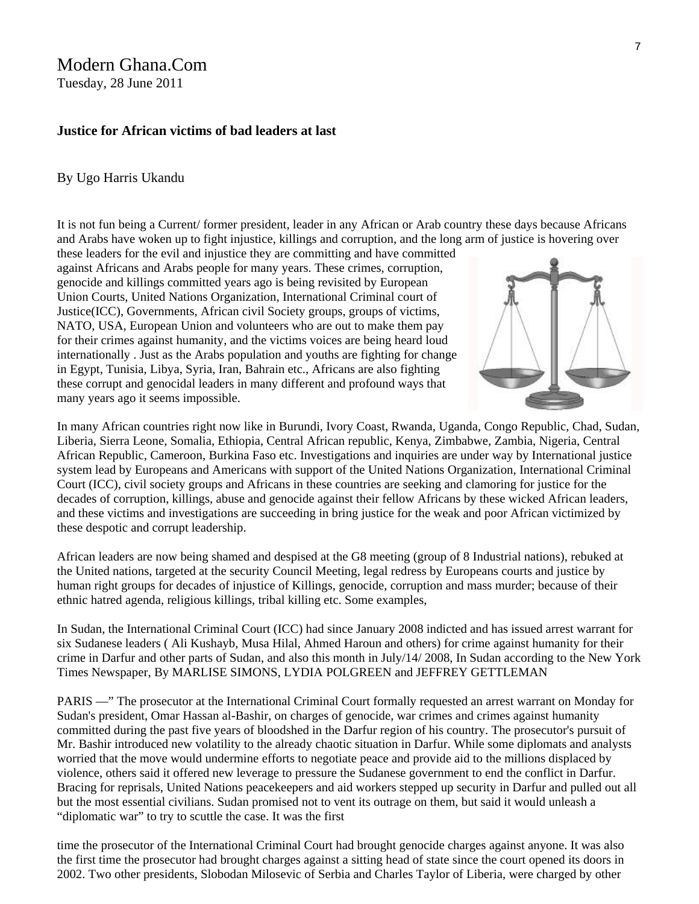Modern Ghana.Com
Tuesday, 28 June 2011

**Justice for African victims of bad leaders at last**

By Ugo Harris Ukandu

It is not fun being a Current/ former president, leader in any African or Arab country these days because Africans and Arabs have woken up to fight injustice, killings and corruption, and the long arm of justice is hovering over these leaders for the evil and injustice they are committing and have committed against Africans and Arabs people for many years. These crimes, corruption, genocide and killings committed years ago is being revisited by European Union Courts, United Nations Organization, International Criminal court of Justice(ICC), Governments, African civil Society groups, groups of victims, NATO, USA, European Union and volunteers who are out to make them pay for their crimes against humanity, and the victims voices are being heard loud internationally . Just as the Arabs population and youths are fighting for change in Egypt, Tunisia, Libya, Syria, Iran, Bahrain etc., Africans are also fighting these corrupt and genocidal leaders in many different and profound ways that many years ago it seems impossible.

In many African countries right now like in Burundi, Ivory Coast, Rwanda, Uganda, Congo Republic, Chad, Sudan, Liberia, Sierra Leone, Somalia, Ethiopia, Central African republic, Kenya, Zimbabwe, Zambia, Nigeria, Central African Republic, Cameroon, Burkina Faso etc. Investigations and inquiries are under way by International justice system lead by Europeans and Americans with support of the United Nations Organization, International Criminal Court (ICC), civil society groups and Africans in these countries are seeking and clamoring for justice for the decades of corruption, killings, abuse and genocide against their fellow Africans by these wicked African leaders, and these victims and investigations are succeeding in bring justice for the weak and poor African victimized by these despotic and corrupt leadership.

African leaders are now being shamed and despised at the G8 meeting (group of 8 Industrial nations), rebuked at the United nations, targeted at the security Council Meeting, legal redress by Europeans courts and justice by human right groups for decades of injustice of Killings, genocide, corruption and mass murder; because of their ethnic hatred agenda, religious killings, tribal killing etc. Some examples,

In Sudan, the International Criminal Court (ICC) had since January 2008 indicted and has issued arrest warrant for six Sudanese leaders ( Ali Kushayb, Musa Hilal, Ahmed Haroun and others) for crime against humanity for their crime in Darfur and other parts of Sudan, and also this month in July/14/ 2008, In Sudan according to the New York Times Newspaper, By MARLISE SIMONS, LYDIA POLGREEN and JEFFREY GETTLEMAN

PARIS —" The prosecutor at the International Criminal Court formally requested an arrest warrant on Monday for Sudan's president, Omar Hassan al-Bashir, on charges of genocide, war crimes and crimes against humanity committed during the past five years of bloodshed in the Darfur region of his country. The prosecutor's pursuit of Mr. Bashir introduced new volatility to the already chaotic situation in Darfur. While some diplomats and analysts worried that the move would undermine efforts to negotiate peace and provide aid to the millions displaced by violence, others said it offered new leverage to pressure the Sudanese government to end the conflict in Darfur. Bracing for reprisals, United Nations peacekeepers and aid workers stepped up security in Darfur and pulled out all but the most essential civilians. Sudan promised not to vent its outrage on them, but said it would unleash a "diplomatic war" to try to scuttle the case. It was the first

time the prosecutor of the International Criminal Court had brought genocide charges against anyone. It was also the first time the prosecutor had brought charges against a sitting head of state since the court opened its doors in 2002. Two other presidents, Slobodan Milosevic of Serbia and Charles Taylor of Liberia, were charged by other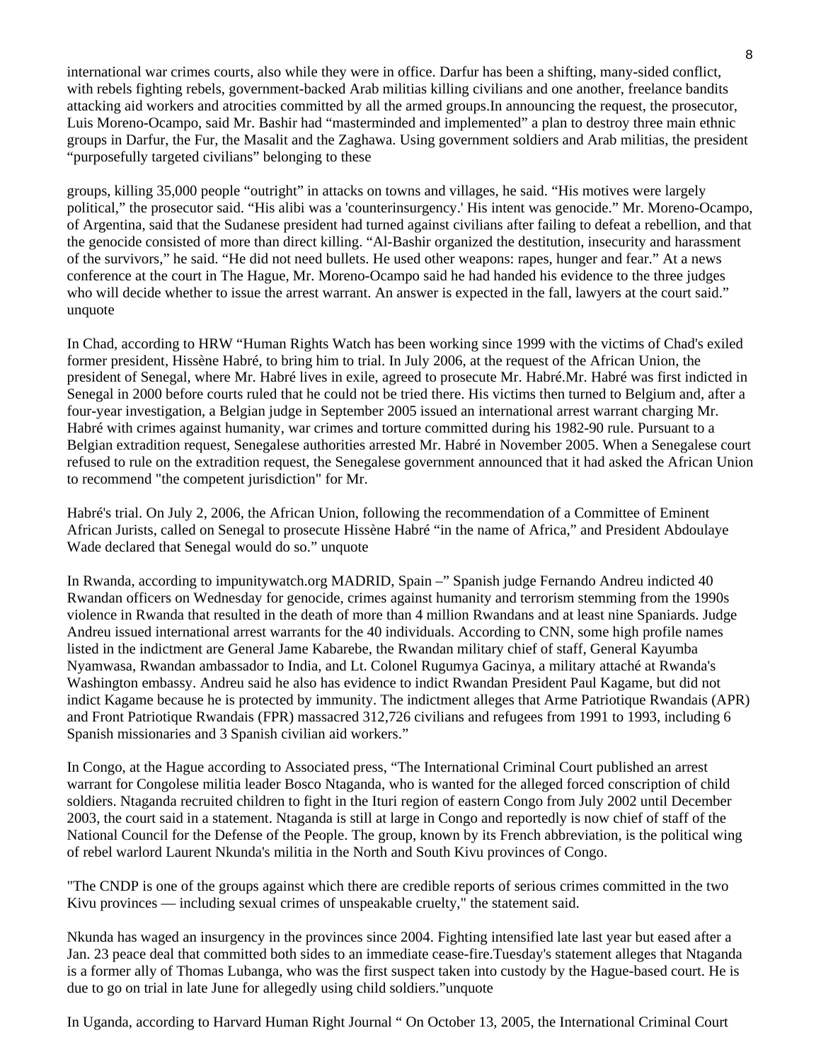international war crimes courts, also while they were in office. Darfur has been a shifting, many-sided conflict, with rebels fighting rebels, government-backed Arab militias killing civilians and one another, freelance bandits attacking aid workers and atrocities committed by all the armed groups.In announcing the request, the prosecutor, Luis Moreno-Ocampo, said Mr. Bashir had "masterminded and implemented" a plan to destroy three main ethnic groups in Darfur, the Fur, the Masalit and the Zaghawa. Using government soldiers and Arab militias, the president "purposefully targeted civilians" belonging to these

groups, killing 35,000 people "outright" in attacks on towns and villages, he said. "His motives were largely political," the prosecutor said. "His alibi was a 'counterinsurgency.' His intent was genocide." Mr. Moreno-Ocampo, of Argentina, said that the Sudanese president had turned against civilians after failing to defeat a rebellion, and that the genocide consisted of more than direct killing. "Al-Bashir organized the destitution, insecurity and harassment of the survivors," he said. "He did not need bullets. He used other weapons: rapes, hunger and fear." At a news conference at the court in The Hague, Mr. Moreno-Ocampo said he had handed his evidence to the three judges who will decide whether to issue the arrest warrant. An answer is expected in the fall, lawyers at the court said." unquote

In Chad, according to HRW "Human Rights Watch has been working since 1999 with the victims of Chad's exiled former president, Hissène Habré, to bring him to trial. In July 2006, at the request of the African Union, the president of Senegal, where Mr. Habré lives in exile, agreed to prosecute Mr. Habré.Mr. Habré was first indicted in Senegal in 2000 before courts ruled that he could not be tried there. His victims then turned to Belgium and, after a four-year investigation, a Belgian judge in September 2005 issued an international arrest warrant charging Mr. Habré with crimes against humanity, war crimes and torture committed during his 1982-90 rule. Pursuant to a Belgian extradition request, Senegalese authorities arrested Mr. Habré in November 2005. When a Senegalese court refused to rule on the extradition request, the Senegalese government announced that it had asked the African Union to recommend "the competent jurisdiction" for Mr.

Habré's trial. On July 2, 2006, the African Union, following the recommendation of a Committee of Eminent African Jurists, called on Senegal to prosecute Hissène Habré "in the name of Africa," and President Abdoulaye Wade declared that Senegal would do so." unquote

In Rwanda, according to impunitywatch.org MADRID, Spain –" Spanish judge Fernando Andreu indicted 40 Rwandan officers on Wednesday for genocide, crimes against humanity and terrorism stemming from the 1990s violence in Rwanda that resulted in the death of more than 4 million Rwandans and at least nine Spaniards. Judge Andreu issued international arrest warrants for the 40 individuals. According to CNN, some high profile names listed in the indictment are General Jame Kabarebe, the Rwandan military chief of staff, General Kayumba Nyamwasa, Rwandan ambassador to India, and Lt. Colonel Rugumya Gacinya, a military attaché at Rwanda's Washington embassy. Andreu said he also has evidence to indict Rwandan President Paul Kagame, but did not indict Kagame because he is protected by immunity. The indictment alleges that Arme Patriotique Rwandais (APR) and Front Patriotique Rwandais (FPR) massacred 312,726 civilians and refugees from 1991 to 1993, including 6 Spanish missionaries and 3 Spanish civilian aid workers."

In Congo, at the Hague according to Associated press, "The International Criminal Court published an arrest warrant for Congolese militia leader Bosco Ntaganda, who is wanted for the alleged forced conscription of child soldiers. Ntaganda recruited children to fight in the Ituri region of eastern Congo from July 2002 until December 2003, the court said in a statement. Ntaganda is still at large in Congo and reportedly is now chief of staff of the National Council for the Defense of the People. The group, known by its French abbreviation, is the political wing of rebel warlord Laurent Nkunda's militia in the North and South Kivu provinces of Congo.

"The CNDP is one of the groups against which there are credible reports of serious crimes committed in the two Kivu provinces — including sexual crimes of unspeakable cruelty," the statement said.

Nkunda has waged an insurgency in the provinces since 2004. Fighting intensified late last year but eased after a Jan. 23 peace deal that committed both sides to an immediate cease-fire.Tuesday's statement alleges that Ntaganda is a former ally of Thomas Lubanga, who was the first suspect taken into custody by the Hague-based court. He is due to go on trial in late June for allegedly using child soldiers."unquote

In Uganda, according to Harvard Human Right Journal " On October 13, 2005, the International Criminal Court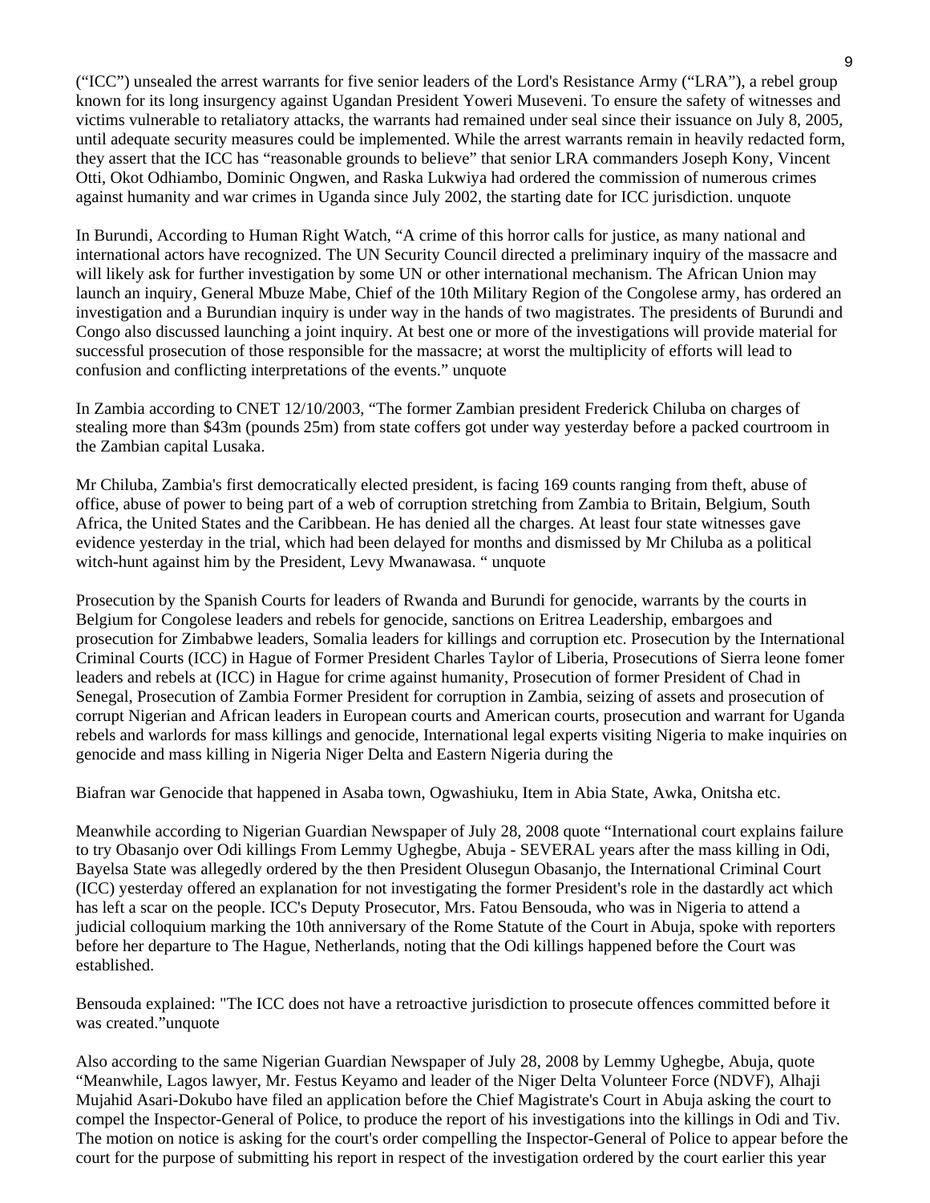("ICC") unsealed the arrest warrants for five senior leaders of the Lord's Resistance Army ("LRA"), a rebel group known for its long insurgency against Ugandan President Yoweri Museveni. To ensure the safety of witnesses and victims vulnerable to retaliatory attacks, the warrants had remained under seal since their issuance on July 8, 2005, until adequate security measures could be implemented. While the arrest warrants remain in heavily redacted form, they assert that the ICC has "reasonable grounds to believe" that senior LRA commanders Joseph Kony, Vincent Otti, Okot Odhiambo, Dominic Ongwen, and Raska Lukwiya had ordered the commission of numerous crimes against humanity and war crimes in Uganda since July 2002, the starting date for ICC jurisdiction. unquote

In Burundi, According to Human Right Watch, "A crime of this horror calls for justice, as many national and international actors have recognized. The UN Security Council directed a preliminary inquiry of the massacre and will likely ask for further investigation by some UN or other international mechanism. The African Union may launch an inquiry, General Mbuze Mabe, Chief of the 10th Military Region of the Congolese army, has ordered an investigation and a Burundian inquiry is under way in the hands of two magistrates. The presidents of Burundi and Congo also discussed launching a joint inquiry. At best one or more of the investigations will provide material for successful prosecution of those responsible for the massacre; at worst the multiplicity of efforts will lead to confusion and conflicting interpretations of the events." unquote

In Zambia according to CNET 12/10/2003, "The former Zambian president Frederick Chiluba on charges of stealing more than $43m (pounds 25m) from state coffers got under way yesterday before a packed courtroom in the Zambian capital Lusaka.

Mr Chiluba, Zambia's first democratically elected president, is facing 169 counts ranging from theft, abuse of office, abuse of power to being part of a web of corruption stretching from Zambia to Britain, Belgium, South Africa, the United States and the Caribbean. He has denied all the charges. At least four state witnesses gave evidence yesterday in the trial, which had been delayed for months and dismissed by Mr Chiluba as a political witch-hunt against him by the President, Levy Mwanawasa. " unquote

Prosecution by the Spanish Courts for leaders of Rwanda and Burundi for genocide, warrants by the courts in Belgium for Congolese leaders and rebels for genocide, sanctions on Eritrea Leadership, embargoes and prosecution for Zimbabwe leaders, Somalia leaders for killings and corruption etc. Prosecution by the International Criminal Courts (ICC) in Hague of Former President Charles Taylor of Liberia, Prosecutions of Sierra leone fomer leaders and rebels at (ICC) in Hague for crime against humanity, Prosecution of former President of Chad in Senegal, Prosecution of Zambia Former President for corruption in Zambia, seizing of assets and prosecution of corrupt Nigerian and African leaders in European courts and American courts, prosecution and warrant for Uganda rebels and warlords for mass killings and genocide, International legal experts visiting Nigeria to make inquiries on genocide and mass killing in Nigeria Niger Delta and Eastern Nigeria during the

Biafran war Genocide that happened in Asaba town, Ogwashiuku, Item in Abia State, Awka, Onitsha etc.

Meanwhile according to Nigerian Guardian Newspaper of July 28, 2008 quote "International court explains failure to try Obasanjo over Odi killings From Lemmy Ughegbe, Abuja - SEVERAL years after the mass killing in Odi, Bayelsa State was allegedly ordered by the then President Olusegun Obasanjo, the International Criminal Court (ICC) yesterday offered an explanation for not investigating the former President's role in the dastardly act which has left a scar on the people. ICC's Deputy Prosecutor, Mrs. Fatou Bensouda, who was in Nigeria to attend a judicial colloquium marking the 10th anniversary of the Rome Statute of the Court in Abuja, spoke with reporters before her departure to The Hague, Netherlands, noting that the Odi killings happened before the Court was established.

Bensouda explained: "The ICC does not have a retroactive jurisdiction to prosecute offences committed before it was created."unquote

Also according to the same Nigerian Guardian Newspaper of July 28, 2008 by Lemmy Ughegbe, Abuja, quote "Meanwhile, Lagos lawyer, Mr. Festus Keyamo and leader of the Niger Delta Volunteer Force (NDVF), Alhaji Mujahid Asari-Dokubo have filed an application before the Chief Magistrate's Court in Abuja asking the court to compel the Inspector-General of Police, to produce the report of his investigations into the killings in Odi and Tiv. The motion on notice is asking for the court's order compelling the Inspector-General of Police to appear before the court for the purpose of submitting his report in respect of the investigation ordered by the court earlier this year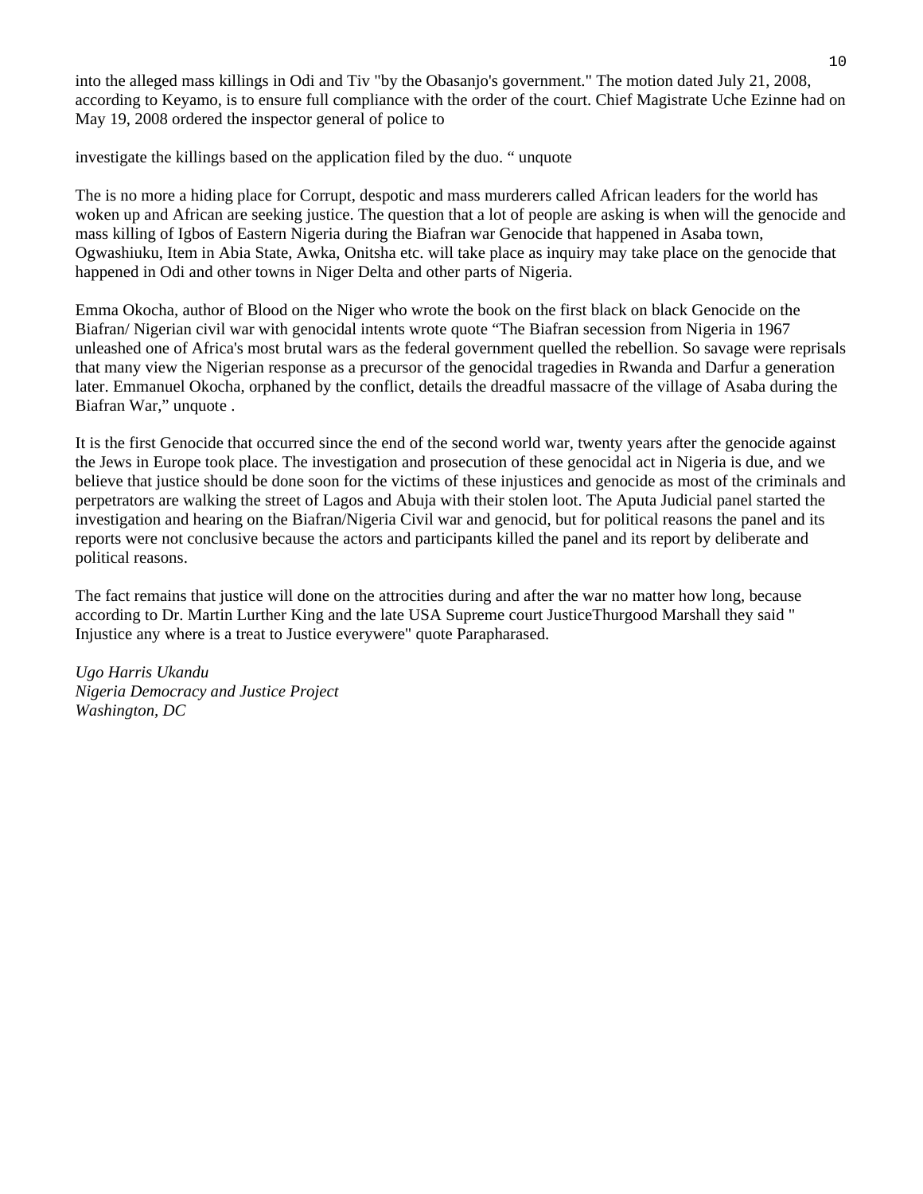into the alleged mass killings in Odi and Tiv "by the Obasanjo's government." The motion dated July 21, 2008, according to Keyamo, is to ensure full compliance with the order of the court. Chief Magistrate Uche Ezinne had on May 19, 2008 ordered the inspector general of police to

investigate the killings based on the application filed by the duo. " unquote

The is no more a hiding place for Corrupt, despotic and mass murderers called African leaders for the world has woken up and African are seeking justice. The question that a lot of people are asking is when will the genocide and mass killing of Igbos of Eastern Nigeria during the Biafran war Genocide that happened in Asaba town, Ogwashiuku, Item in Abia State, Awka, Onitsha etc. will take place as inquiry may take place on the genocide that happened in Odi and other towns in Niger Delta and other parts of Nigeria.

Emma Okocha, author of Blood on the Niger who wrote the book on the first black on black Genocide on the Biafran/ Nigerian civil war with genocidal intents wrote quote "The Biafran secession from Nigeria in 1967 unleashed one of Africa's most brutal wars as the federal government quelled the rebellion. So savage were reprisals that many view the Nigerian response as a precursor of the genocidal tragedies in Rwanda and Darfur a generation later. Emmanuel Okocha, orphaned by the conflict, details the dreadful massacre of the village of Asaba during the Biafran War," unquote .

It is the first Genocide that occurred since the end of the second world war, twenty years after the genocide against the Jews in Europe took place. The investigation and prosecution of these genocidal act in Nigeria is due, and we believe that justice should be done soon for the victims of these injustices and genocide as most of the criminals and perpetrators are walking the street of Lagos and Abuja with their stolen loot. The Aputa Judicial panel started the investigation and hearing on the Biafran/Nigeria Civil war and genocid, but for political reasons the panel and its reports were not conclusive because the actors and participants killed the panel and its report by deliberate and political reasons.

The fact remains that justice will done on the attrocities during and after the war no matter how long, because according to Dr. Martin Lurther King and the late USA Supreme court JusticeThurgood Marshall they said " Injustice any where is a treat to Justice everywere" quote Parapharased.

*Ugo Harris Ukandu*
*Nigeria Democracy and Justice Project*
*Washington, DC*